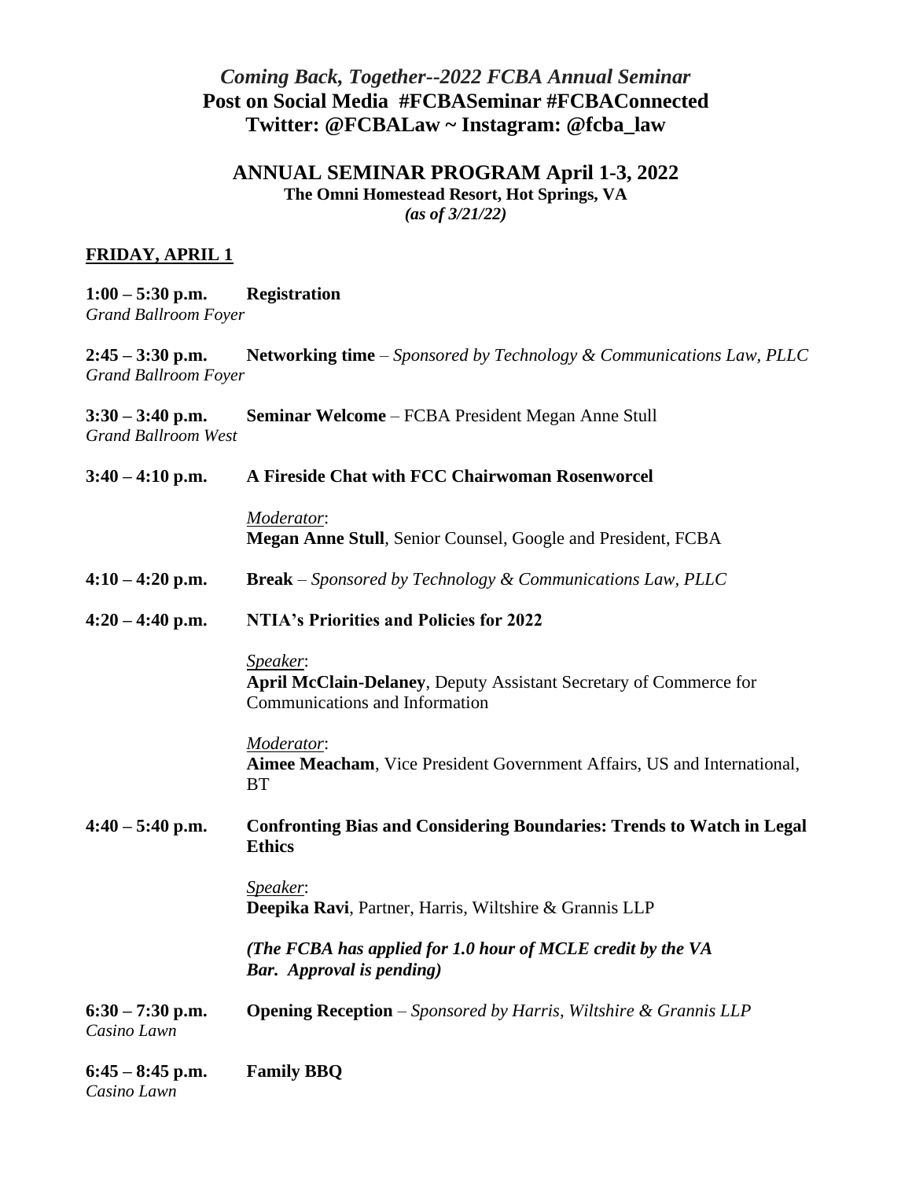# *Coming Back, Together--2022 FCBA Annual Seminar*

**Post on Social Media #FCBASeminar #FCBAConnected**

**Twitter: @FCBALaw ~ Instagram: @fcba_law**

## ANNUAL SEMINAR PROGRAM April 1-3, 2022

**The Omni Homestead Resort, Hot Springs, VA**

***(as of 3/21/22)***

### FRIDAY, APRIL 1

**1:00 – 5:30 p.m.** **Registration**
*Grand Ballroom Foyer*

**2:45 – 3:30 p.m.** **Networking time** – *Sponsored by Technology & Communications Law, PLLC*
*Grand Ballroom Foyer*

**3:30 – 3:40 p.m.** **Seminar Welcome** – FCBA President Megan Anne Stull
*Grand Ballroom West*

**3:40 – 4:10 p.m.** **A Fireside Chat with FCC Chairwoman Rosenworcel**

*Moderator*:
**Megan Anne Stull**, Senior Counsel, Google and President, FCBA

**4:10 – 4:20 p.m.** **Break** – *Sponsored by Technology & Communications Law, PLLC*

**4:20 – 4:40 p.m.** **NTIA's Priorities and Policies for 2022**

*Speaker*:
**April McClain-Delaney**, Deputy Assistant Secretary of Commerce for Communications and Information

*Moderator*:
**Aimee Meacham**, Vice President Government Affairs, US and International, BT

**4:40 – 5:40 p.m.** **Confronting Bias and Considering Boundaries: Trends to Watch in Legal Ethics**

*Speaker*:
**Deepika Ravi**, Partner, Harris, Wiltshire & Grannis LLP

***(The FCBA has applied for 1.0 hour of MCLE credit by the VA Bar. Approval is pending)***

**6:30 – 7:30 p.m.** **Opening Reception** – *Sponsored by Harris, Wiltshire & Grannis LLP*
*Casino Lawn*

**6:45 – 8:45 p.m.** **Family BBQ**
*Casino Lawn*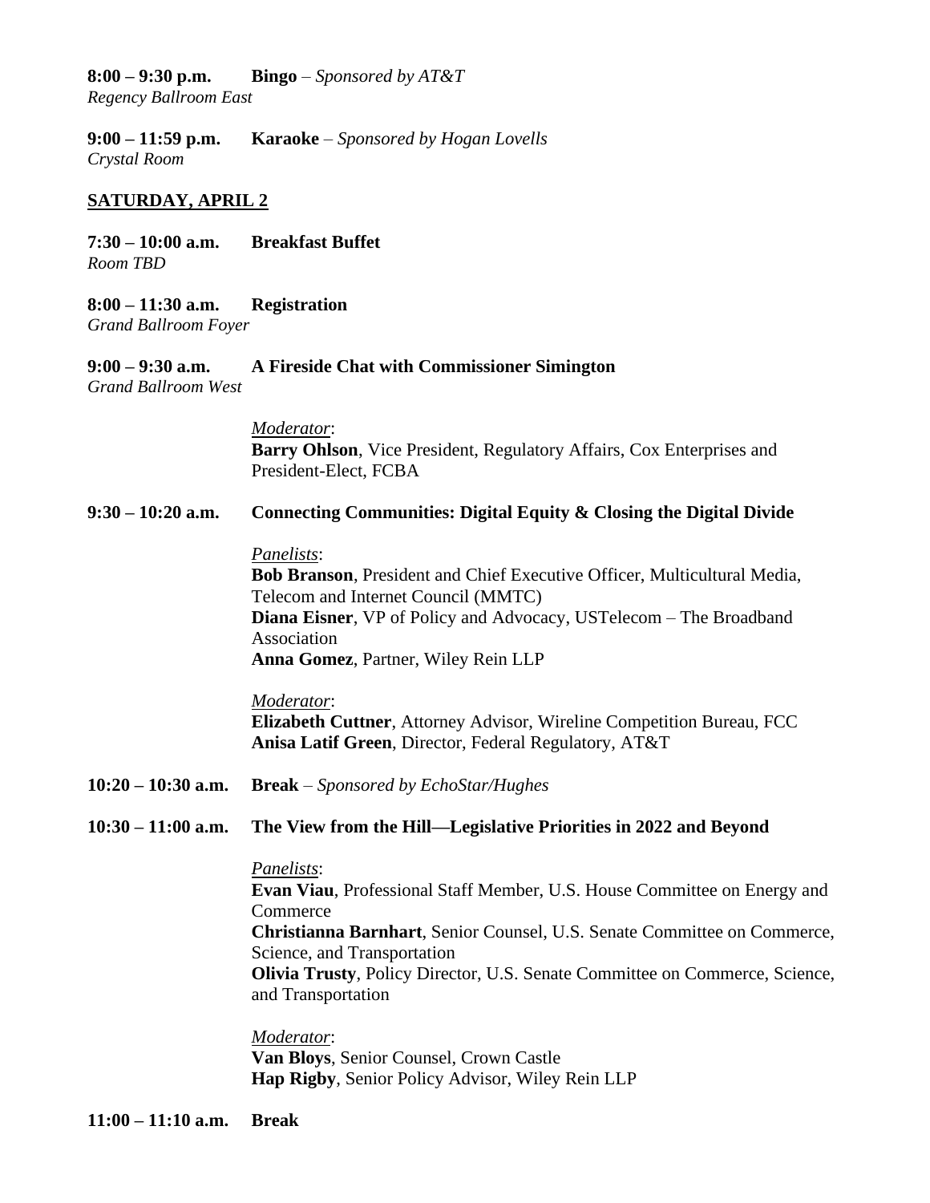**8:00 – 9:30 p.m.** **Bingo** – *Sponsored by AT&T*
*Regency Ballroom East*

**9:00 – 11:59 p.m.** **Karaoke** – *Sponsored by Hogan Lovells*
*Crystal Room*

## SATURDAY, APRIL 2

**7:30 – 10:00 a.m.** **Breakfast Buffet**
*Room TBD*

**8:00 – 11:30 a.m.** **Registration**
*Grand Ballroom Foyer*

**9:00 – 9:30 a.m.** **A Fireside Chat with Commissioner Simington**
*Grand Ballroom West*

*Moderator*:
**Barry Ohlson**, Vice President, Regulatory Affairs, Cox Enterprises and President-Elect, FCBA

**9:30 – 10:20 a.m.** **Connecting Communities: Digital Equity & Closing the Digital Divide**

*Panelists*:
**Bob Branson**, President and Chief Executive Officer, Multicultural Media, Telecom and Internet Council (MMTC)
**Diana Eisner**, VP of Policy and Advocacy, USTelecom – The Broadband Association
**Anna Gomez**, Partner, Wiley Rein LLP

*Moderator*:
**Elizabeth Cuttner**, Attorney Advisor, Wireline Competition Bureau, FCC
**Anisa Latif Green**, Director, Federal Regulatory, AT&T

**10:20 – 10:30 a.m.** **Break** – *Sponsored by EchoStar/Hughes*

**10:30 – 11:00 a.m.** **The View from the Hill—Legislative Priorities in 2022 and Beyond**

*Panelists*:
**Evan Viau**, Professional Staff Member, U.S. House Committee on Energy and Commerce
**Christianna Barnhart**, Senior Counsel, U.S. Senate Committee on Commerce, Science, and Transportation
**Olivia Trusty**, Policy Director, U.S. Senate Committee on Commerce, Science, and Transportation

*Moderator*:
**Van Bloys**, Senior Counsel, Crown Castle
**Hap Rigby**, Senior Policy Advisor, Wiley Rein LLP

**11:00 – 11:10 a.m.** **Break**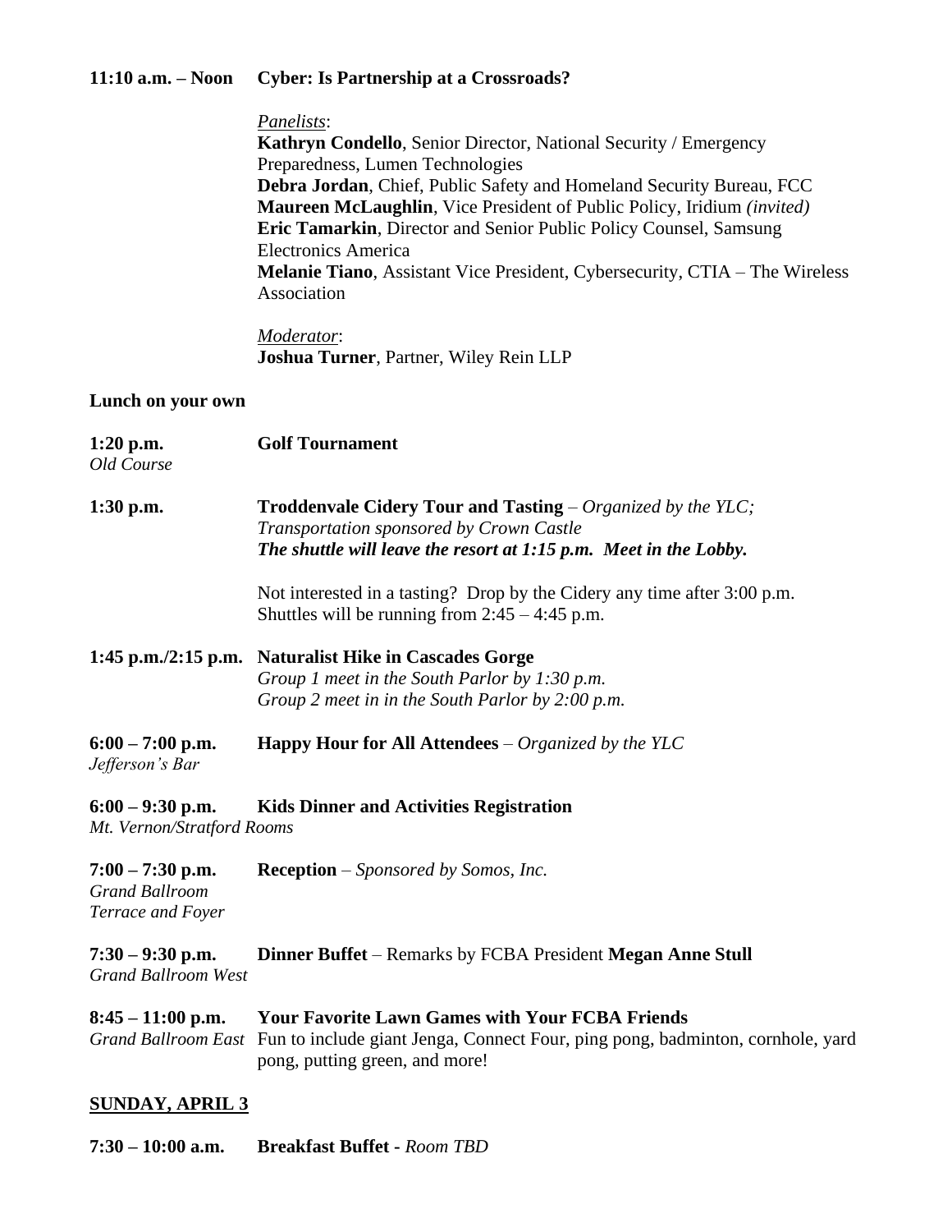**11:10 a.m. – Noon** **Cyber: Is Partnership at a Crossroads?**

*Panelists*:
**Kathryn Condello**, Senior Director, National Security / Emergency Preparedness, Lumen Technologies
**Debra Jordan**, Chief, Public Safety and Homeland Security Bureau, FCC
**Maureen McLaughlin**, Vice President of Public Policy, Iridium *(invited)*
**Eric Tamarkin**, Director and Senior Public Policy Counsel, Samsung Electronics America
**Melanie Tiano**, Assistant Vice President, Cybersecurity, CTIA – The Wireless Association

*Moderator*:
**Joshua Turner**, Partner, Wiley Rein LLP

**Lunch on your own**

**1:20 p.m.** **Golf Tournament**
*Old Course*

**1:30 p.m.** **Troddenvale Cidery Tour and Tasting** – *Organized by the YLC; Transportation sponsored by Crown Castle*
***The shuttle will leave the resort at 1:15 p.m. Meet in the Lobby.***

Not interested in a tasting? Drop by the Cidery any time after 3:00 p.m. Shuttles will be running from 2:45 – 4:45 p.m.

**1:45 p.m./2:15 p.m.** **Naturalist Hike in Cascades Gorge**
*Group 1 meet in the South Parlor by 1:30 p.m.*
*Group 2 meet in in the South Parlor by 2:00 p.m.*

**6:00 – 7:00 p.m.** **Happy Hour for All Attendees** – *Organized by the YLC*
*Jefferson's Bar*

**6:00 – 9:30 p.m.** **Kids Dinner and Activities Registration**
*Mt. Vernon/Stratford Rooms*

**7:00 – 7:30 p.m.** **Reception** – *Sponsored by Somos, Inc.*
*Grand Ballroom Terrace and Foyer*

**7:30 – 9:30 p.m.** **Dinner Buffet** – Remarks by FCBA President **Megan Anne Stull**
*Grand Ballroom West*

**8:45 – 11:00 p.m.** **Your Favorite Lawn Games with Your FCBA Friends**
*Grand Ballroom East* Fun to include giant Jenga, Connect Four, ping pong, badminton, cornhole, yard pong, putting green, and more!

## SUNDAY, APRIL 3

**7:30 – 10:00 a.m.** **Breakfast Buffet -** *Room TBD*